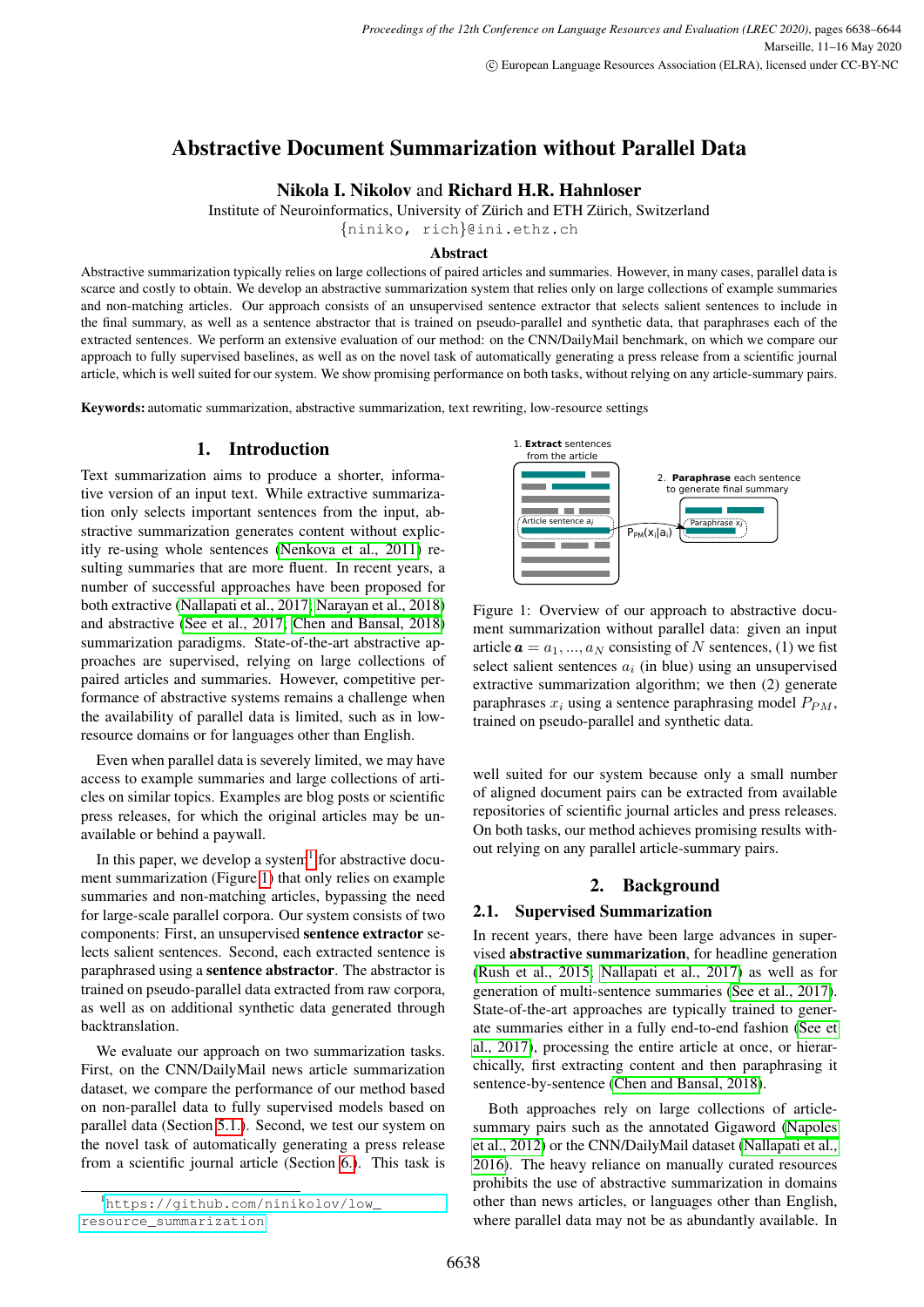# Abstractive Document Summarization without Parallel Data

**Nikola I. Nikolov** and **Richard H.R. Hahnloser**

Institute of Neuroinformatics, University of Zürich and ETH Zürich, Switzerland

{niniko, rich}@ini.ethz.ch

## Abstract

Abstractive summarization typically relies on large collections of paired articles and summaries. However, in many cases, parallel data is scarce and costly to obtain. We develop an abstractive summarization system that relies only on large collections of example summaries and non-matching articles. Our approach consists of an unsupervised sentence extractor that selects salient sentences to include in the final summary, as well as a sentence abstractor that is trained on pseudo-parallel and synthetic data, that paraphrases each of the extracted sentences. We perform an extensive evaluation of our method: on the CNN/DailyMail benchmark, on which we compare our approach to fully supervised baselines, as well as on the novel task of automatically generating a press release from a scientific journal article, which is well suited for our system. We show promising performance on both tasks, without relying on any article-summary pairs.

**Keywords:** automatic summarization, abstractive summarization, text rewriting, low-resource settings

## 1. Introduction

Text summarization aims to produce a shorter, informative version of an input text. While extractive summarization only selects important sentences from the input, abstractive summarization generates content without explicitly re-using whole sentences (Nenkova et al., 2011) resulting summaries that are more fluent. In recent years, a number of successful approaches have been proposed for both extractive (Nallapati et al., 2017; Narayan et al., 2018) and abstractive (See et al., 2017; Chen and Bansal, 2018) summarization paradigms. State-of-the-art approaches are supervised, relying on large collections of paired articles and summaries. However, competitive performance of abstractive systems remains a challenge when the availability of parallel data is limited, such as in low-resource domains or for languages other than English.

Even when parallel data is severely limited, we may have access to example summaries and large collections of articles on similar topics. Examples are blog posts or scientific press releases, for which the original articles may be unavailable or behind a paywall.

In this paper, we develop a system[1] for abstractive document summarization (Figure 1) that only relies on example summaries and non-matching articles, bypassing the need for large-scale parallel corpora. Our system consists of two components: First, an unsupervised **sentence extractor** selects salient sentences. Second, each extracted sentence is paraphrased using a **sentence abstractor**. The abstractor is trained on pseudo-parallel data extracted from raw corpora, as well as on additional synthetic data generated through backtranslation.

We evaluate our approach on two summarization tasks. First, on the CNN/DailyMail news article summarization dataset, we compare the performance of our method based on non-parallel data to fully supervised models based on parallel data (Section 5.1.). Second, we test our system on the novel task of automatically generating a press release from a scientific journal article (Section 6.). This task is well suited for our system because only a small number of aligned document pairs can be extracted from available repositories of scientific journal articles and press releases. On both tasks, our method achieves promising results without relying on any parallel article-summary pairs.

[1] https://github.com/ninikolov/low_resource_summarization

1. **Extract** sentences from the article — Article sentence $a_i$ → $P_{PM}(x_i|a_i)$ → 2. **Paraphrase** each sentence to generate final summary — Paraphrase $x_i$

Figure 1: Overview of our approach to abstractive document summarization without parallel data: given an input article $\boldsymbol{a} = a_1, ..., a_N$ consisting of $N$ sentences, (1) we fist select salient sentences $a_i$ (in blue) using an unsupervised extractive summarization algorithm; we then (2) generate paraphrases $x_i$ using a sentence paraphrasing model $P_{PM}$, trained on pseudo-parallel and synthetic data.

## 2. Background

### 2.1. Supervised Summarization

In recent years, there have been large advances in supervised **abstractive summarization**, for headline generation (Rush et al., 2015; Nallapati et al., 2017) as well as for generation of multi-sentence summaries (See et al., 2017). State-of-the-art approaches are typically trained to generate summaries either in a fully end-to-end fashion (See et al., 2017), processing the entire article at once, or hierarchically, first extracting content and then paraphrasing it sentence-by-sentence (Chen and Bansal, 2018).

Both approaches rely on large collections of article-summary pairs such as the annotated Gigaword (Napoles et al., 2012) or the CNN/DailyMail dataset (Nallapati et al., 2016). The heavy reliance on manually curated resources prohibits the use of abstractive summarization in domains other than news articles, or languages other than English, where parallel data may not be as abundantly available. In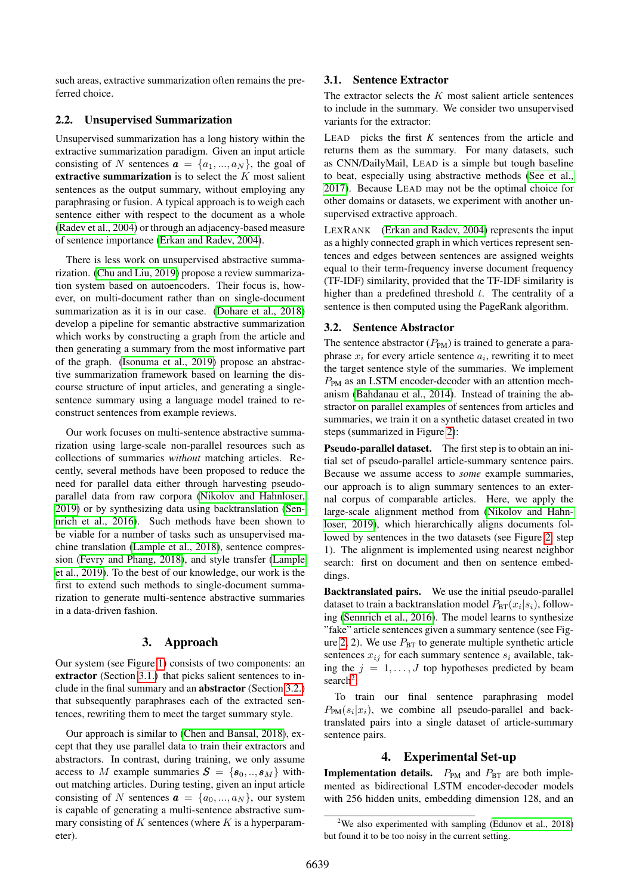such areas, extractive summarization often remains the preferred choice.

### 2.2. Unsupervised Summarization

Unsupervised summarization has a long history within the extractive summarization paradigm. Given an input article consisting of $N$ sentences $\boldsymbol{a} = \{a_1, ..., a_N\}$, the goal of **extractive summarization** is to select the $K$ most salient sentences as the output summary, without employing any paraphrasing or fusion. A typical approach is to weigh each sentence either with respect to the document as a whole (Radev et al., 2004) or through an adjacency-based measure of sentence importance (Erkan and Radev, 2004).

There is less work on unsupervised abstractive summarization. (Chu and Liu, 2019) propose a review summarization system based on autoencoders. Their focus is, however, on multi-document rather than on single-document summarization as it is in our case. (Dohare et al., 2018) develop a pipeline for semantic abstractive summarization which works by constructing a graph from the article and then generating a summary from the most informative part of the graph. (Isonuma et al., 2019) propose an abstractive summarization framework based on learning the discourse structure of input articles, and generating a single-sentence summary using a language model trained to reconstruct sentences from example reviews.

Our work focuses on multi-sentence abstractive summarization using large-scale non-parallel resources such as collections of summaries *without* matching articles. Recently, several methods have been proposed to reduce the need for parallel data either through harvesting pseudo-parallel data from raw corpora (Nikolov and Hahnloser, 2019) or by synthesizing data using backtranslation (Sennrich et al., 2016). Such methods have been shown to be viable for a number of tasks such as unsupervised machine translation (Lample et al., 2018), sentence compression (Fevry and Phang, 2018), and style transfer (Lample et al., 2019). To the best of our knowledge, our work is the first to extend such methods to single-document summarization to generate multi-sentence abstractive summaries in a data-driven fashion.

## 3. Approach

Our system (see Figure 1) consists of two components: an **extractor** (Section 3.1.) that picks salient sentences to include in the final summary and an **abstractor** (Section 3.2.) that subsequently paraphrases each of the extracted sentences, rewriting them to meet the target summary style.

Our approach is similar to (Chen and Bansal, 2018), except that they use parallel data to train their extractors and abstractors. In contrast, during training, we only assume access to $M$ example summaries $\boldsymbol{S} = \{\boldsymbol{s}_0, .., \boldsymbol{s}_M\}$ without matching articles. During testing, given an input article consisting of $N$ sentences $\boldsymbol{a} = \{a_0, ..., a_N\}$, our system is capable of generating a multi-sentence abstractive summary consisting of $K$ sentences (where $K$ is a hyperparameter).

### 3.1. Sentence Extractor

The extractor selects the $K$ most salient article sentences to include in the summary. We consider two unsupervised variants for the extractor:

LEAD picks the first $K$ sentences from the article and returns them as the summary. For many datasets, such as CNN/DailyMail, LEAD is a simple but tough baseline to beat, especially using abstractive methods (See et al., 2017). Because LEAD may not be the optimal choice for other domains or datasets, we experiment with another unsupervised extractive approach.

LEXRANK (Erkan and Radev, 2004) represents the input as a highly connected graph in which vertices represent sentences and edges between sentences are assigned weights equal to their term-frequency inverse document frequency (TF-IDF) similarity, provided that the TF-IDF similarity is higher than a predefined threshold $t$. The centrality of a sentence is then computed using the PageRank algorithm.

### 3.2. Sentence Abstractor

The sentence abstractor ($P_{\text{PM}}$) is trained to generate a paraphrase $x_i$ for every article sentence $a_i$, rewriting it to meet the target sentence style of the summaries. We implement $P_{\text{PM}}$ as an LSTM encoder-decoder with an attention mechanism (Bahdanau et al., 2014). Instead of training the abstractor on parallel examples of sentences from articles and summaries, we train it on a synthetic dataset created in two steps (summarized in Figure 2):

**Pseudo-parallel dataset.** The first step is to obtain an initial set of pseudo-parallel article-summary sentence pairs. Because we assume access to *some* example summaries, our approach is to align summary sentences to an external corpus of comparable articles. Here, we apply the large-scale alignment method from (Nikolov and Hahnloser, 2019), which hierarchically aligns documents followed by sentences in the two datasets (see Figure 2, step 1). The alignment is implemented using nearest neighbor search: first on document and then on sentence embeddings.

**Backtranslated pairs.** We use the initial pseudo-parallel dataset to train a backtranslation model $P_{\text{BT}}(x_i|s_i)$, following (Sennrich et al., 2016). The model learns to synthesize "fake" article sentences given a summary sentence (see Figure 2, 2). We use $P_{\text{BT}}$ to generate multiple synthetic article sentences $x_{ij}$ for each summary sentence $s_i$ available, taking the $j = 1, \ldots, J$ top hypotheses predicted by beam search[2].

To train our final sentence paraphrasing model $P_{\text{PM}}(s_i|x_i)$, we combine all pseudo-parallel and backtranslated pairs into a single dataset of article-summary sentence pairs.

## 4. Experimental Set-up

**Implementation details.** $P_{\text{PM}}$ and $P_{\text{BT}}$ are both implemented as bidirectional LSTM encoder-decoder models with 256 hidden units, embedding dimension 128, and an

[2]We also experimented with sampling (Edunov et al., 2018) but found it to be too noisy in the current setting.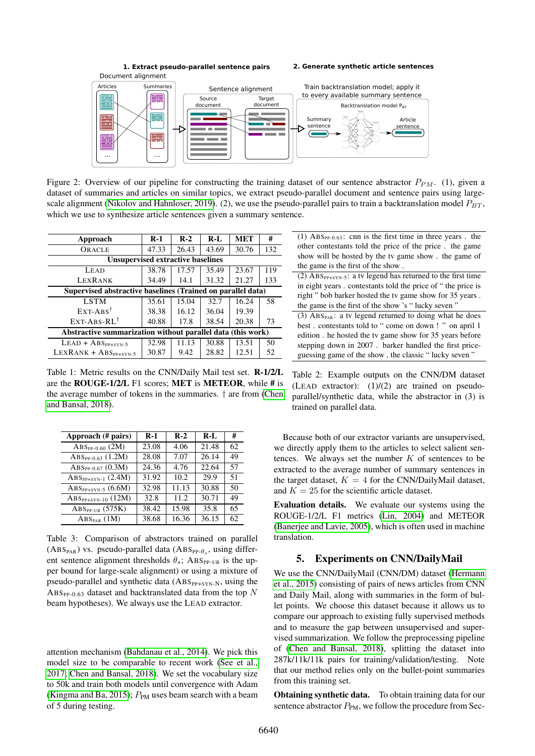Figure 2: Overview of our pipeline for constructing the training dataset of our sentence abstractor $P_{PM}$. (1), given a dataset of summaries and articles on similar topics, we extract pseudo-parallel document and sentence pairs using large-scale alignment (Nikolov and Hahnloser, 2019). (2), we use the pseudo-parallel pairs to train a backtranslation model $P_{BT}$, which we use to synthesize article sentences given a summary sentence.

| Approach | R-1 | R-2 | R-L | MET | # |
|---|---|---|---|---|---|
| ORACLE | 47.33 | 26.43 | 43.69 | 30.76 | 132 |
| **Unsupervised extractive baselines** | | | | | |
| LEAD | 38.78 | 17.57 | 35.49 | 23.67 | 119 |
| LEXRANK | 34.49 | 14.1 | 31.32 | 21.27 | 133 |
| **Supervised abstractive baselines (Trained on parallel data)** | | | | | |
| LSTM | 35.61 | 15.04 | 32.7 | 16.24 | 58 |
| EXT-ABS† | 38.38 | 16.12 | 36.04 | 19.39 | |
| EXT-ABS-RL† | 40.88 | 17.8 | 38.54 | 20.38 | 73 |
| **Abstractive summarization without parallel data (this work)** | | | | | |
| LEAD + $\text{ABS}_{\text{PP+SYN-5}}$ | 32.98 | 11.13 | 30.88 | 13.51 | 50 |
| LEXRANK + $\text{ABS}_{\text{PP+SYN-5}}$ | 30.87 | 9.42 | 28.82 | 12.51 | 52 |

Table 1: Metric results on the CNN/Daily Mail test set. **R-1/2/L** are the **ROUGE-1/2/L** F1 scores; **MET** is **METEOR**, while **#** is the average number of tokens in the summaries. † are from (Chen and Bansal, 2018).

| |
|---|
| (1) $\text{ABS}_{\text{PP-0.63}}$: cnn is the first time in three years . the other contestants told the price of the price . the game show will be hosted by the tv game show . the game of the game is the first of the show . |
| (2) $\text{ABS}_{\text{PP+SYN-5}}$: a tv legend has returned to the first time in eight years . contestants told the price of " the price is right " bob barker hosted the tv game show for 35 years . the game is the first of the show 's " lucky seven " |
| (3) $\text{ABS}_{\text{PAR}}$: a tv legend returned to doing what he does best . contestants told to " come on down ! " on april 1 edition . he hosted the tv game show for 35 years before stepping down in 2007 . barker handled the first price-guessing game of the show , the classic " lucky seven " |

Table 2: Example outputs on the CNN/DM dataset (LEAD extractor): (1)/(2) are trained on pseudo-parallel/synthetic data, while the abstractor in (3) is trained on parallel data.

| Approach (# pairs) | R-1 | R-2 | R-L | # |
|---|---|---|---|---|
| $\text{ABS}_{\text{PP-0.60}}$ (2M) | 23.08 | 4.06 | 21.48 | 62 |
| $\text{ABS}_{\text{PP-0.63}}$ (1.2M) | 28.08 | 7.07 | 26.14 | 49 |
| $\text{ABS}_{\text{PP-0.67}}$ (0.3M) | 24.36 | 4.76 | 22.64 | 57 |
| $\text{ABS}_{\text{PP+SYN-1}}$ (2.4M) | 31.92 | 10.2 | 29.9 | 51 |
| $\text{ABS}_{\text{PP+SYN-5}}$ (6.6M) | 32.98 | 11.13 | 30.88 | 50 |
| $\text{ABS}_{\text{PP+SYN-10}}$ (12M) | 32.8 | 11.2 | 30.71 | 49 |
| $\text{ABS}_{\text{PP-UB}}$ (575K) | 38.42 | 15.98 | 35.8 | 65 |
| $\text{ABS}_{\text{PAR}}$ (1M) | 38.68 | 16.36 | 36.15 | 62 |

Table 3: Comparison of abstractors trained on parallel ($\text{ABS}_{\text{PAR}}$) vs. pseudo-parallel data ($\text{ABS}_{\text{PP-}\theta_s}$, using different sentence alignment thresholds $\theta_s$; $\text{ABS}_{\text{PP-UB}}$ is the upper bound for large-scale alignment) or using a mixture of pseudo-parallel and synthetic data ($\text{ABS}_{\text{PP+SYN-N}}$, using the $\text{ABS}_{\text{PP-0.63}}$ dataset and backtranslated data from the top $N$ beam hypotheses). We always use the LEAD extractor.

attention mechanism (Bahdanau et al., 2014). We pick this model size to be comparable to recent work (See et al., 2017; Chen and Bansal, 2018). We set the vocabulary size to 50k and train both models until convergence with Adam (Kingma and Ba, 2015); $P_{\text{PM}}$ uses beam search with a beam of 5 during testing.

Because both of our extractor variants are unsupervised, we directly apply them to the articles to select salient sentences. We always set the number $K$ of sentences to be extracted to the average number of summary sentences in the target dataset, $K = 4$ for the CNN/DailyMail dataset, and $K = 25$ for the scientific article dataset.

**Evaluation details.** We evaluate our systems using the ROUGE-1/2/L F1 metrics (Lin, 2004) and METEOR (Banerjee and Lavie, 2005), which is often used in machine translation.

## 5. Experiments on CNN/DailyMail

We use the CNN/DailyMail (CNN/DM) dataset (Hermann et al., 2015) consisting of pairs of news articles from CNN and Daily Mail, along with summaries in the form of bullet points. We choose this dataset because it allows us to compare our approach to existing fully supervised methods and to measure the gap between unsupervised and supervised summarization. We follow the preprocessing pipeline of (Chen and Bansal, 2018), splitting the dataset into 287k/11k/11k pairs for training/validation/testing. Note that our method relies only on the bullet-point summaries from this training set.

**Obtaining synthetic data.** To obtain training data for our sentence abstractor $P_{\text{PM}}$, we follow the procedure from Sec-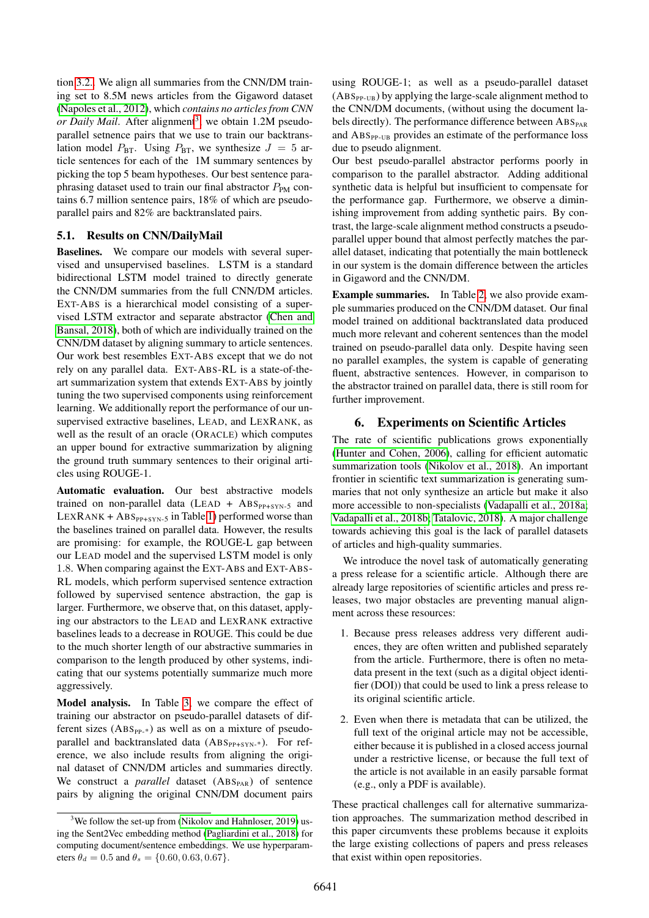tion 3.2. We align all summaries from the CNN/DM training set to 8.5M news articles from the Gigaword dataset (Napoles et al., 2012), which *contains no articles from CNN or Daily Mail*. After alignment[3], we obtain 1.2M pseudo-parallel setnence pairs that we use to train our backtranslation model $P_{\text{BT}}$. Using $P_{\text{BT}}$, we synthesize $J = 5$ article sentences for each of the 1M summary sentences by picking the top 5 beam hypotheses. Our best sentence paraphrasing dataset used to train our final abstractor $P_{\text{PM}}$ contains 6.7 million sentence pairs, 18% of which are pseudo-parallel pairs and 82% are backtranslated pairs.

### 5.1. Results on CNN/DailyMail

**Baselines.** We compare our models with several supervised and unsupervised baselines. LSTM is a standard bidirectional LSTM model trained to directly generate the CNN/DM summaries from the full CNN/DM articles. EXT-ABS is a hierarchical model consisting of a supervised LSTM extractor and separate abstractor (Chen and Bansal, 2018), both of which are individually trained on the CNN/DM dataset by aligning summary to article sentences. Our work best resembles EXT-ABS except that we do not rely on any parallel data. EXT-ABS-RL is a state-of-the-art summarization system that extends EXT-ABS by jointly tuning the two supervised components using reinforcement learning. We additionally report the performance of our unsupervised extractive baselines, LEAD and LEXRANK, as well as the result of an oracle (ORACLE) which computes an upper bound for extractive summarization by aligning the ground truth summary sentences to their original articles using ROUGE-1.

**Automatic evaluation.** Our best abstractive models trained on non-parallel data (LEAD + $\text{ABS}_{\text{PP+SYN-5}}$ and LEXRANK + $\text{ABS}_{\text{PP+SYN-5}}$ in Table 1) performed worse than the baselines trained on parallel data. However, the results are promising: for example, the ROUGE-L gap between our LEAD model and the supervised LSTM model is only 1.8. When comparing against the EXT-ABS and EXT-ABS-RL models, which perform supervised sentence extraction followed by supervised sentence abstraction, the gap is larger. Furthermore, we observe that, on this dataset, applying our abstractors to the LEAD and LEXRANK extractive baselines leads to a decrease in ROUGE. This could be due to the much shorter length of our abstractive summaries in comparison to the length produced by other systems, indicating that our systems potentially summarize much more aggressively.

**Model analysis.** In Table 3, we compare the effect of training our abstractor on pseudo-parallel datasets of different sizes ($\text{ABS}_{\text{PP-}*}$) as well as on a mixture of pseudo-parallel and backtranslated data ($\text{ABS}_{\text{PP+SYN-}*}$). For reference, we also include results from aligning the original dataset of CNN/DM articles and summaries directly. We construct a *parallel* dataset ($\text{ABS}_{\text{PAR}}$) of sentence pairs by aligning the original CNN/DM document pairs using ROUGE-1; as well as a pseudo-parallel dataset ($\text{ABS}_{\text{PP-UB}}$) by applying the large-scale alignment method to the CNN/DM documents, (without using the document labels directly). The performance difference between $\text{ABS}_{\text{PAR}}$ and $\text{ABS}_{\text{PP-UB}}$ provides an estimate of the performance loss due to pseudo alignment.

Our best pseudo-parallel abstractor performs poorly in comparison to the parallel abstractor. Adding additional synthetic data is helpful but insufficient to compensate for the performance gap. Furthermore, we observe a diminishing improvement from adding synthetic pairs. By contrast, the large-scale alignment method constructs a pseudo-parallel upper bound that almost perfectly matches the parallel dataset, indicating that potentially the main bottleneck in our system is the domain difference between the articles in Gigaword and the CNN/DM.

**Example summaries.** In Table 2, we also provide example summaries produced on the CNN/DM dataset. Our final model trained on additional backtranslated data produced much more relevant and coherent sentences than the model trained on pseudo-parallel data only. Despite having seen no parallel examples, the system is capable of generating fluent, abstractive sentences. However, in comparison to the abstractor trained on parallel data, there is still room for further improvement.

## 6. Experiments on Scientific Articles

The rate of scientific publications grows exponentially (Hunter and Cohen, 2006), calling for efficient automatic summarization tools (Nikolov et al., 2018). An important frontier in scientific text summarization is generating summaries that not only synthesize an article but make it also more accessible to non-specialists (Vadapalli et al., 2018a; Vadapalli et al., 2018b; Tatalovic, 2018). A major challenge towards achieving this goal is the lack of parallel datasets of articles and high-quality summaries.

We introduce the novel task of automatically generating a press release for a scientific article. Although there are already large repositories of scientific articles and press releases, two major obstacles are preventing manual alignment across these resources:

1. Because press releases address very different audiences, they are often written and published separately from the article. Furthermore, there is often no metadata present in the text (such as a digital object identifier (DOI)) that could be used to link a press release to its original scientific article.

2. Even when there is metadata that can be utilized, the full text of the original article may not be accessible, either because it is published in a closed access journal under a restrictive license, or because the full text of the article is not available in an easily parsable format (e.g., only a PDF is available).

These practical challenges call for alternative summarization approaches. The summarization method described in this paper circumvents these problems because it exploits the large existing collections of papers and press releases that exist within open repositories.

[3] We follow the set-up from (Nikolov and Hahnloser, 2019) using the Sent2Vec embedding method (Pagliardini et al., 2018) for computing document/sentence embeddings. We use hyperparameters $\theta_d = 0.5$ and $\theta_s = \{0.60, 0.63, 0.67\}$.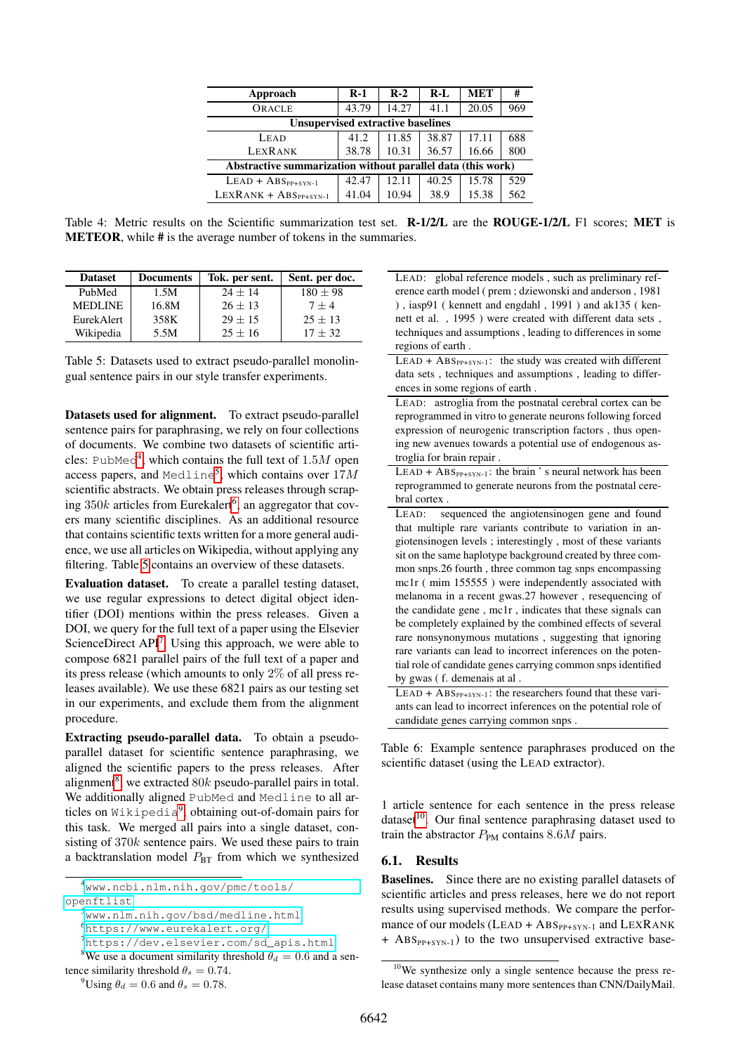| Approach | R-1 | R-2 | R-L | MET | # |
|---|---|---|---|---|---|
| ORACLE | 43.79 | 14.27 | 41.1 | 20.05 | 969 |
| **Unsupervised extractive baselines** | | | | | |
| LEAD | 41.2 | 11.85 | 38.87 | 17.11 | 688 |
| LEXRANK | 38.78 | 10.31 | 36.57 | 16.66 | 800 |
| **Abstractive summarization without parallel data (this work)** | | | | | |
| LEAD + $\text{ABS}_{\text{PP+SYN-1}}$ | 42.47 | 12.11 | 40.25 | 15.78 | 529 |
| LEXRANK + $\text{ABS}_{\text{PP+SYN-1}}$ | 41.04 | 10.94 | 38.9 | 15.38 | 562 |

Table 4: Metric results on the Scientific summarization test set. **R-1/2/L** are the **ROUGE-1/2/L** F1 scores; **MET** is **METEOR**, while **#** is the average number of tokens in the summaries.

| Dataset | Documents | Tok. per sent. | Sent. per doc. |
|---|---|---|---|
| PubMed | 1.5M | $24 \pm 14$ | $180 \pm 98$ |
| MEDLINE | 16.8M | $26 \pm 13$ | $7 \pm 4$ |
| EurekAlert | 358K | $29 \pm 15$ | $25 \pm 13$ |
| Wikipedia | 5.5M | $25 \pm 16$ | $17 \pm 32$ |

Table 5: Datasets used to extract pseudo-parallel monolingual sentence pairs in our style transfer experiments.

**Datasets used for alignment.** To extract pseudo-parallel sentence pairs for paraphrasing, we rely on four collections of documents. We combine two datasets of scientific articles: PubMed[4], which contains the full text of $1.5M$ open access papers, and Medline[5], which contains over $17M$ scientific abstracts. We obtain press releases through scraping $350k$ articles from Eurekalert[6], an aggregator that covers many scientific disciplines. As an additional resource that contains scientific texts written for a more general audience, we use all articles on Wikipedia, without applying any filtering. Table 5 contains an overview of these datasets.

**Evaluation dataset.** To create a parallel testing dataset, we use regular expressions to detect digital object identifier (DOI) mentions within the press releases. Given a DOI, we query for the full text of a paper using the Elsevier ScienceDirect API[7]. Using this approach, we were able to compose 6821 parallel pairs of the full text of a paper and its press release (which amounts to only $2\%$ of all press releases available). We use these 6821 pairs as our testing set in our experiments, and exclude them from the alignment procedure.

**Extracting pseudo-parallel data.** To obtain a pseudo-parallel dataset for scientific sentence paraphrasing, we aligned the scientific papers to the press releases. After alignment[8], we extracted $80k$ pseudo-parallel pairs in total. We additionally aligned PubMed and Medline to all articles on Wikipedia[9], obtaining out-of-domain pairs for this task. We merged all pairs into a single dataset, consisting of $370k$ sentence pairs. We used these pairs to train a backtranslation model $P_{\text{BT}}$ from which we synthesized 1 article sentence for each sentence in the press release dataset[10]. Our final sentence paraphrasing dataset used to train the abstractor $P_{\text{PM}}$ contains $8.6M$ pairs.

[4] www.ncbi.nlm.nih.gov/pmc/tools/openftlist

[5] www.nlm.nih.gov/bsd/medline.html

[6] https://www.eurekalert.org/

[7] https://dev.elsevier.com/sd_apis.html

[8] We use a document similarity threshold $\theta_d = 0.6$ and a sentence similarity threshold $\theta_s = 0.74$.

[9] Using $\theta_d = 0.6$ and $\theta_s = 0.78$.

| |
|---|
| LEAD: global reference models , such as preliminary reference earth model ( prem ; dziewonski and anderson , 1981 ) , iasp91 ( kennett and engdahl , 1991 ) and ak135 ( kennett et al. , 1995 ) were created with different data sets , techniques and assumptions , leading to differences in some regions of earth . |
| LEAD + $\text{ABS}_{\text{PP+SYN-1}}$: the study was created with different data sets , techniques and assumptions , leading to differences in some regions of earth . |
| LEAD: astroglia from the postnatal cerebral cortex can be reprogrammed in vitro to generate neurons following forced expression of neurogenic transcription factors , thus opening new avenues towards a potential use of endogenous astroglia for brain repair . |
| LEAD + $\text{ABS}_{\text{PP+SYN-1}}$: the brain ' s neural network has been reprogrammed to generate neurons from the postnatal cerebral cortex . |
| LEAD: sequenced the angiotensinogen gene and found that multiple rare variants contribute to variation in angiotensinogen levels ; interestingly , most of these variants sit on the same haplotype background created by three common snps.26 fourth , three common tag snps encompassing mc1r ( mim 155555 ) were independently associated with melanoma in a recent gwas.27 however , resequencing of the candidate gene , mc1r , indicates that these signals can be completely explained by the combined effects of several rare nonsynonymous mutations , suggesting that ignoring rare variants can lead to incorrect inferences on the potential role of candidate genes carrying common snps identified by gwas ( f. demenais at al . |
| LEAD + $\text{ABS}_{\text{PP+SYN-1}}$: the researchers found that these variants can lead to incorrect inferences on the potential role of candidate genes carrying common snps . |

Table 6: Example sentence paraphrases produced on the scientific dataset (using the LEAD extractor).

## 6.1. Results

**Baselines.** Since there are no existing parallel datasets of scientific articles and press releases, here we do not report results using supervised methods. We compare the performance of our models (LEAD + $\text{ABS}_{\text{PP+SYN-1}}$ and LEXRANK + $\text{ABS}_{\text{PP+SYN-1}}$) to the two unsupervised extractive base-

[10] We synthesize only a single sentence because the press release dataset contains many more sentences than CNN/DailyMail.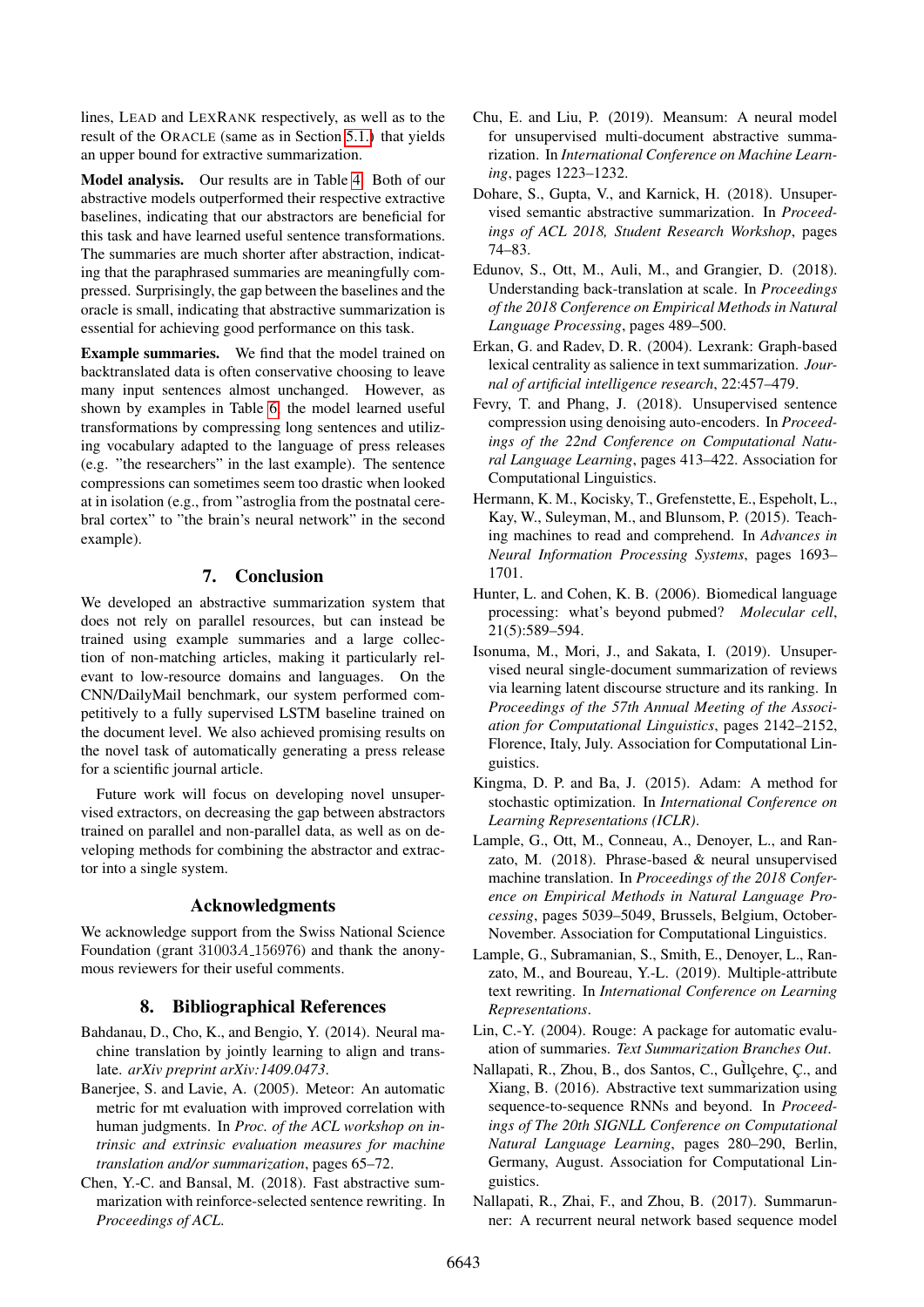lines, LEAD and LEXRANK respectively, as well as to the result of the ORACLE (same as in Section 5.1.) that yields an upper bound for extractive summarization.

**Model analysis.** Our results are in Table 4. Both of our abstractive models outperformed their respective extractive baselines, indicating that our abstractors are beneficial for this task and have learned useful sentence transformations. The summaries are much shorter after abstraction, indicating that the paraphrased summaries are meaningfully compressed. Surprisingly, the gap between the baselines and the oracle is small, indicating that abstractive summarization is essential for achieving good performance on this task.

**Example summaries.** We find that the model trained on backtranslated data is often conservative choosing to leave many input sentences almost unchanged. However, as shown by examples in Table 6, the model learned useful transformations by compressing long sentences and utilizing vocabulary adapted to the language of press releases (e.g. "the researchers" in the last example). The sentence compressions can sometimes seem too drastic when looked at in isolation (e.g., from "astroglia from the postnatal cerebral cortex" to "the brain's neural network" in the second example).

## 7. Conclusion

We developed an abstractive summarization system that does not rely on parallel resources, but can instead be trained using example summaries and a large collection of non-matching articles, making it particularly relevant to low-resource domains and languages. On the CNN/DailyMail benchmark, our system performed competitively to a fully supervised LSTM baseline trained on the document level. We also achieved promising results on the novel task of automatically generating a press release for a scientific journal article.

Future work will focus on developing novel unsupervised extractors, on decreasing the gap between abstractors trained on parallel and non-parallel data, as well as on developing methods for combining the abstractor and extractor into a single system.

## Acknowledgments

We acknowledge support from the Swiss National Science Foundation (grant $31003A\_156976$) and thank the anonymous reviewers for their useful comments.

## 8. Bibliographical References

Bahdanau, D., Cho, K., and Bengio, Y. (2014). Neural machine translation by jointly learning to align and translate. *arXiv preprint arXiv:1409.0473*.

Banerjee, S. and Lavie, A. (2005). Meteor: An automatic metric for mt evaluation with improved correlation with human judgments. In *Proc. of the ACL workshop on intrinsic and extrinsic evaluation measures for machine translation and/or summarization*, pages 65–72.

Chen, Y.-C. and Bansal, M. (2018). Fast abstractive summarization with reinforce-selected sentence rewriting. In *Proceedings of ACL*.

Chu, E. and Liu, P. (2019). Meansum: A neural model for unsupervised multi-document abstractive summarization. In *International Conference on Machine Learning*, pages 1223–1232.

Dohare, S., Gupta, V., and Karnick, H. (2018). Unsupervised semantic abstractive summarization. In *Proceedings of ACL 2018, Student Research Workshop*, pages 74–83.

Edunov, S., Ott, M., Auli, M., and Grangier, D. (2018). Understanding back-translation at scale. In *Proceedings of the 2018 Conference on Empirical Methods in Natural Language Processing*, pages 489–500.

Erkan, G. and Radev, D. R. (2004). Lexrank: Graph-based lexical centrality as salience in text summarization. *Journal of artificial intelligence research*, 22:457–479.

Fevry, T. and Phang, J. (2018). Unsupervised sentence compression using denoising auto-encoders. In *Proceedings of the 22nd Conference on Computational Natural Language Learning*, pages 413–422. Association for Computational Linguistics.

Hermann, K. M., Kocisky, T., Grefenstette, E., Espeholt, L., Kay, W., Suleyman, M., and Blunsom, P. (2015). Teaching machines to read and comprehend. In *Advances in Neural Information Processing Systems*, pages 1693–1701.

Hunter, L. and Cohen, K. B. (2006). Biomedical language processing: what's beyond pubmed? *Molecular cell*, 21(5):589–594.

Isonuma, M., Mori, J., and Sakata, I. (2019). Unsupervised neural single-document summarization of reviews via learning latent discourse structure and its ranking. In *Proceedings of the 57th Annual Meeting of the Association for Computational Linguistics*, pages 2142–2152, Florence, Italy, July. Association for Computational Linguistics.

Kingma, D. P. and Ba, J. (2015). Adam: A method for stochastic optimization. In *International Conference on Learning Representations (ICLR)*.

Lample, G., Ott, M., Conneau, A., Denoyer, L., and Ranzato, M. (2018). Phrase-based & neural unsupervised machine translation. In *Proceedings of the 2018 Conference on Empirical Methods in Natural Language Processing*, pages 5039–5049, Brussels, Belgium, October-November. Association for Computational Linguistics.

Lample, G., Subramanian, S., Smith, E., Denoyer, L., Ranzato, M., and Boureau, Y.-L. (2019). Multiple-attribute text rewriting. In *International Conference on Learning Representations*.

Lin, C.-Y. (2004). Rouge: A package for automatic evaluation of summaries. *Text Summarization Branches Out*.

Nallapati, R., Zhou, B., dos Santos, C., GuÌlçehre, Ç., and Xiang, B. (2016). Abstractive text summarization using sequence-to-sequence RNNs and beyond. In *Proceedings of The 20th SIGNLL Conference on Computational Natural Language Learning*, pages 280–290, Berlin, Germany, August. Association for Computational Linguistics.

Nallapati, R., Zhai, F., and Zhou, B. (2017). Summarunner: A recurrent neural network based sequence model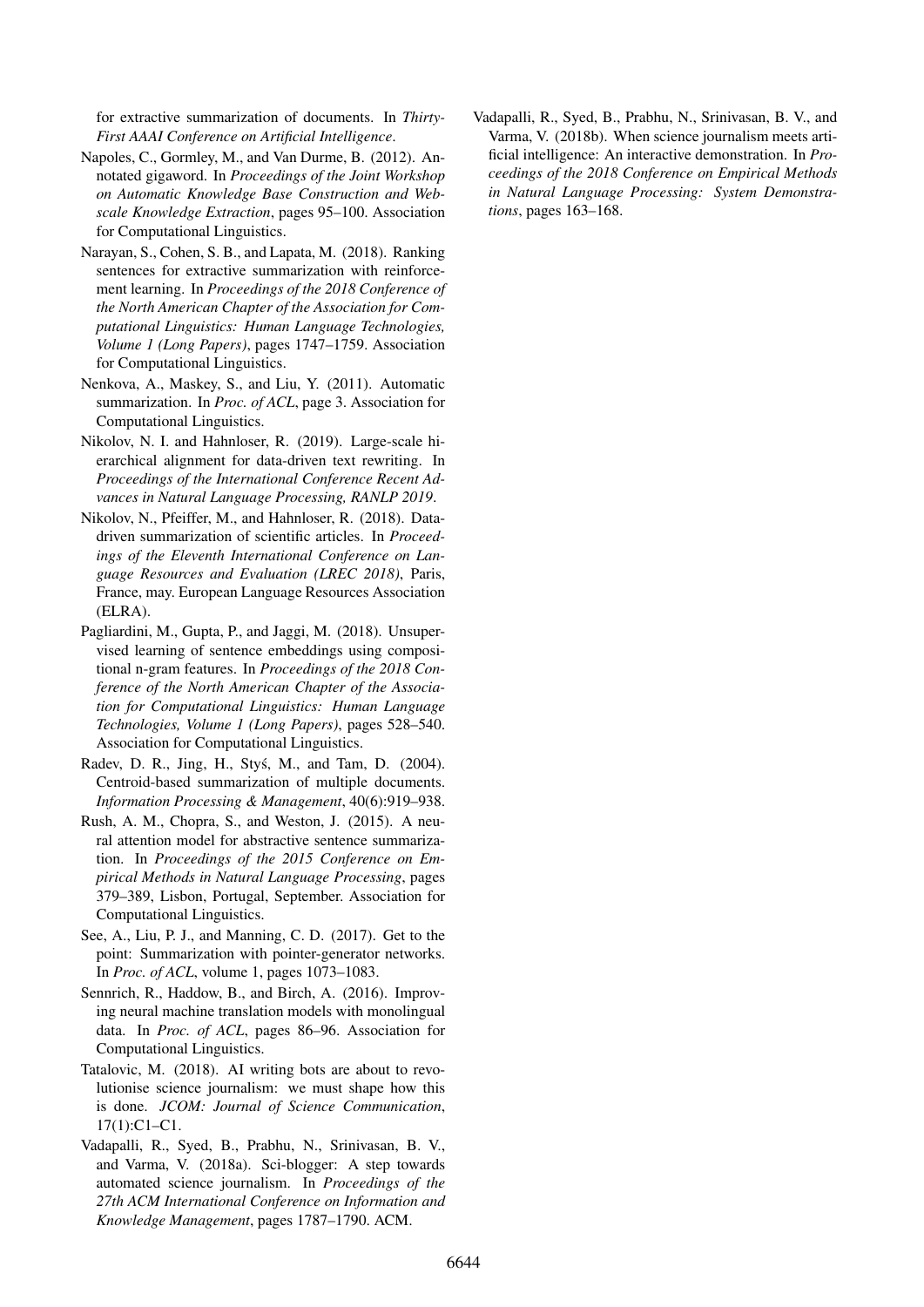for extractive summarization of documents. In *Thirty-First AAAI Conference on Artificial Intelligence*.

Napoles, C., Gormley, M., and Van Durme, B. (2012). Annotated gigaword. In *Proceedings of the Joint Workshop on Automatic Knowledge Base Construction and Web-scale Knowledge Extraction*, pages 95–100. Association for Computational Linguistics.

Narayan, S., Cohen, S. B., and Lapata, M. (2018). Ranking sentences for extractive summarization with reinforcement learning. In *Proceedings of the 2018 Conference of the North American Chapter of the Association for Computational Linguistics: Human Language Technologies, Volume 1 (Long Papers)*, pages 1747–1759. Association for Computational Linguistics.

Nenkova, A., Maskey, S., and Liu, Y. (2011). Automatic summarization. In *Proc. of ACL*, page 3. Association for Computational Linguistics.

Nikolov, N. I. and Hahnloser, R. (2019). Large-scale hierarchical alignment for data-driven text rewriting. In *Proceedings of the International Conference Recent Advances in Natural Language Processing, RANLP 2019*.

Nikolov, N., Pfeiffer, M., and Hahnloser, R. (2018). Data-driven summarization of scientific articles. In *Proceedings of the Eleventh International Conference on Language Resources and Evaluation (LREC 2018)*, Paris, France, may. European Language Resources Association (ELRA).

Pagliardini, M., Gupta, P., and Jaggi, M. (2018). Unsupervised learning of sentence embeddings using compositional n-gram features. In *Proceedings of the 2018 Conference of the North American Chapter of the Association for Computational Linguistics: Human Language Technologies, Volume 1 (Long Papers)*, pages 528–540. Association for Computational Linguistics.

Radev, D. R., Jing, H., Styś, M., and Tam, D. (2004). Centroid-based summarization of multiple documents. *Information Processing & Management*, 40(6):919–938.

Rush, A. M., Chopra, S., and Weston, J. (2015). A neural attention model for abstractive sentence summarization. In *Proceedings of the 2015 Conference on Empirical Methods in Natural Language Processing*, pages 379–389, Lisbon, Portugal, September. Association for Computational Linguistics.

See, A., Liu, P. J., and Manning, C. D. (2017). Get to the point: Summarization with pointer-generator networks. In *Proc. of ACL*, volume 1, pages 1073–1083.

Sennrich, R., Haddow, B., and Birch, A. (2016). Improving neural machine translation models with monolingual data. In *Proc. of ACL*, pages 86–96. Association for Computational Linguistics.

Tatalovic, M. (2018). AI writing bots are about to revolutionise science journalism: we must shape how this is done. *JCOM: Journal of Science Communication*, 17(1):C1–C1.

Vadapalli, R., Syed, B., Prabhu, N., Srinivasan, B. V., and Varma, V. (2018a). Sci-blogger: A step towards automated science journalism. In *Proceedings of the 27th ACM International Conference on Information and Knowledge Management*, pages 1787–1790. ACM.

Vadapalli, R., Syed, B., Prabhu, N., Srinivasan, B. V., and Varma, V. (2018b). When science journalism meets artificial intelligence: An interactive demonstration. In *Proceedings of the 2018 Conference on Empirical Methods in Natural Language Processing: System Demonstrations*, pages 163–168.